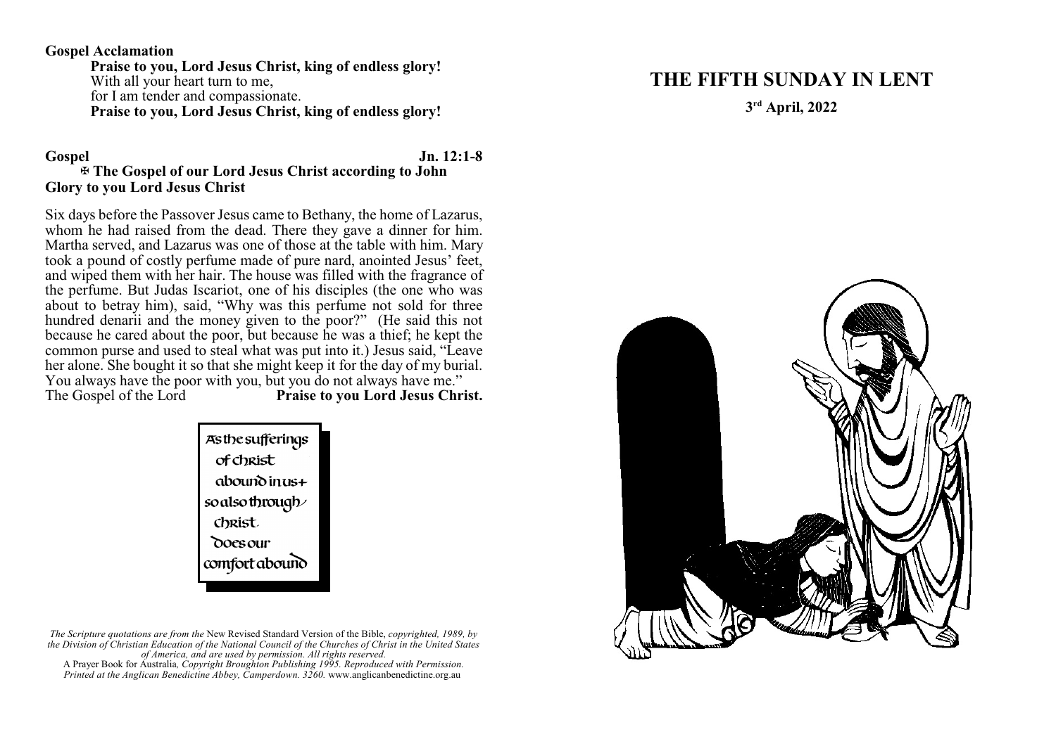**Gospel Acclamation**

**Praise to you, Lord Jesus Christ, king of endless glory!**
With all your heart turn to me,
for I am tender and compassionate.
**Praise to you, Lord Jesus Christ, king of endless glory!**

**Gospel** **Jn. 12:1-8**

**✠ The Gospel of our Lord Jesus Christ according to John**
**Glory to you Lord Jesus Christ**

Six days before the Passover Jesus came to Bethany, the home of Lazarus, whom he had raised from the dead. There they gave a dinner for him. Martha served, and Lazarus was one of those at the table with him. Mary took a pound of costly perfume made of pure nard, anointed Jesus' feet, and wiped them with her hair. The house was filled with the fragrance of the perfume. But Judas Iscariot, one of his disciples (the one who was about to betray him), said, "Why was this perfume not sold for three hundred denarii and the money given to the poor?" (He said this not because he cared about the poor, but because he was a thief; he kept the common purse and used to steal what was put into it.) Jesus said, "Leave her alone. She bought it so that she might keep it for the day of my burial. You always have the poor with you, but you do not always have me."
The Gospel of the Lord **Praise to you Lord Jesus Christ.**

As the sufferings of Christ abound in us + so also through Christ does our comfort abound

*The Scripture quotations are from the* New Revised Standard Version of the Bible, *copyrighted, 1989, by the Division of Christian Education of the National Council of the Churches of Christ in the United States of America, and are used by permission. All rights reserved.*
A Prayer Book for Australia, *Copyright Broughton Publishing 1995. Reproduced with Permission. Printed at the Anglican Benedictine Abbey, Camperdown. 3260.* www.anglicanbenedictine.org.au

# THE FIFTH SUNDAY IN LENT

**3rd April, 2022**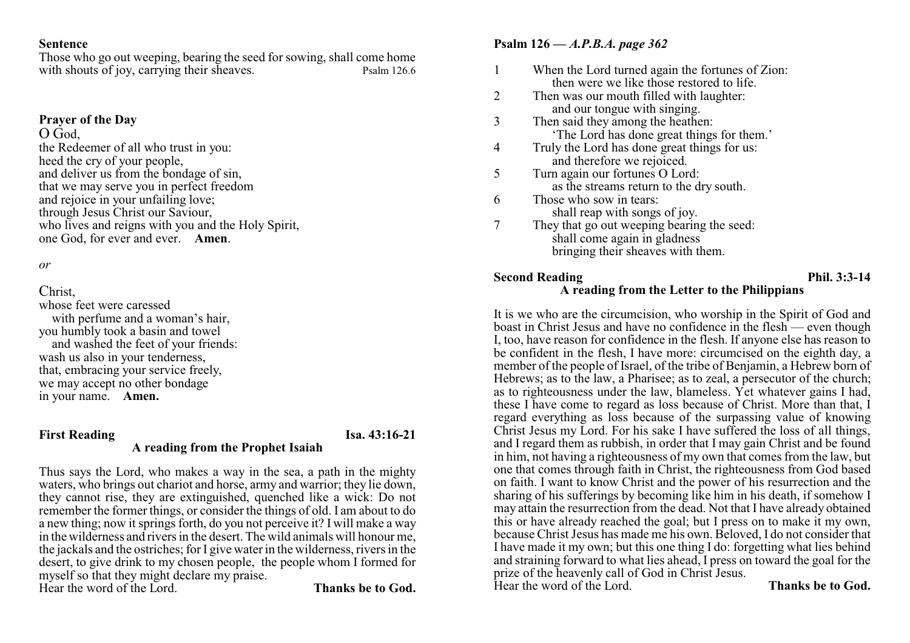**Sentence**

Those who go out weeping, bearing the seed for sowing, shall come home with shouts of joy, carrying their sheaves. Psalm 126.6

**Prayer of the Day**

O God,
the Redeemer of all who trust in you:
heed the cry of your people,
and deliver us from the bondage of sin,
that we may serve you in perfect freedom
and rejoice in your unfailing love;
through Jesus Christ our Saviour,
who lives and reigns with you and the Holy Spirit,
one God, for ever and ever. **Amen**.

*or*

Christ,
whose feet were caressed
with perfume and a woman's hair,
you humbly took a basin and towel
and washed the feet of your friends:
wash us also in your tenderness,
that, embracing your service freely,
we may accept no other bondage
in your name. **Amen.**

**First Reading** **Isa. 43:16-21**

**A reading from the Prophet Isaiah**

Thus says the Lord, who makes a way in the sea, a path in the mighty waters, who brings out chariot and horse, army and warrior; they lie down, they cannot rise, they are extinguished, quenched like a wick: Do not remember the former things, or consider the things of old. I am about to do a new thing; now it springs forth, do you not perceive it? I will make a way in the wilderness and rivers in the desert. The wild animals will honour me, the jackals and the ostriches; for I give water in the wilderness, rivers in the desert, to give drink to my chosen people, the people whom I formed for myself so that they might declare my praise.
Hear the word of the Lord. **Thanks be to God.**

**Psalm 126 — *A.P.B.A. page 362***

1 When the Lord turned again the fortunes of Zion:
then were we like those restored to life.
2 Then was our mouth filled with laughter:
and our tongue with singing.
3 Then said they among the heathen:
'The Lord has done great things for them.'
4 Truly the Lord has done great things for us:
and therefore we rejoiced.
5 Turn again our fortunes O Lord:
as the streams return to the dry south.
6 Those who sow in tears:
shall reap with songs of joy.
7 They that go out weeping bearing the seed:
shall come again in gladness
bringing their sheaves with them.

**Second Reading** **Phil. 3:3-14**

**A reading from the Letter to the Philippians**

It is we who are the circumcision, who worship in the Spirit of God and boast in Christ Jesus and have no confidence in the flesh — even though I, too, have reason for confidence in the flesh. If anyone else has reason to be confident in the flesh, I have more: circumcised on the eighth day, a member of the people of Israel, of the tribe of Benjamin, a Hebrew born of Hebrews; as to the law, a Pharisee; as to zeal, a persecutor of the church; as to righteousness under the law, blameless. Yet whatever gains I had, these I have come to regard as loss because of Christ. More than that, I regard everything as loss because of the surpassing value of knowing Christ Jesus my Lord. For his sake I have suffered the loss of all things, and I regard them as rubbish, in order that I may gain Christ and be found in him, not having a righteousness of my own that comes from the law, but one that comes through faith in Christ, the righteousness from God based on faith. I want to know Christ and the power of his resurrection and the sharing of his sufferings by becoming like him in his death, if somehow I may attain the resurrection from the dead. Not that I have already obtained this or have already reached the goal; but I press on to make it my own, because Christ Jesus has made me his own. Beloved, I do not consider that I have made it my own; but this one thing I do: forgetting what lies behind and straining forward to what lies ahead, I press on toward the goal for the prize of the heavenly call of God in Christ Jesus.
Hear the word of the Lord. **Thanks be to God.**